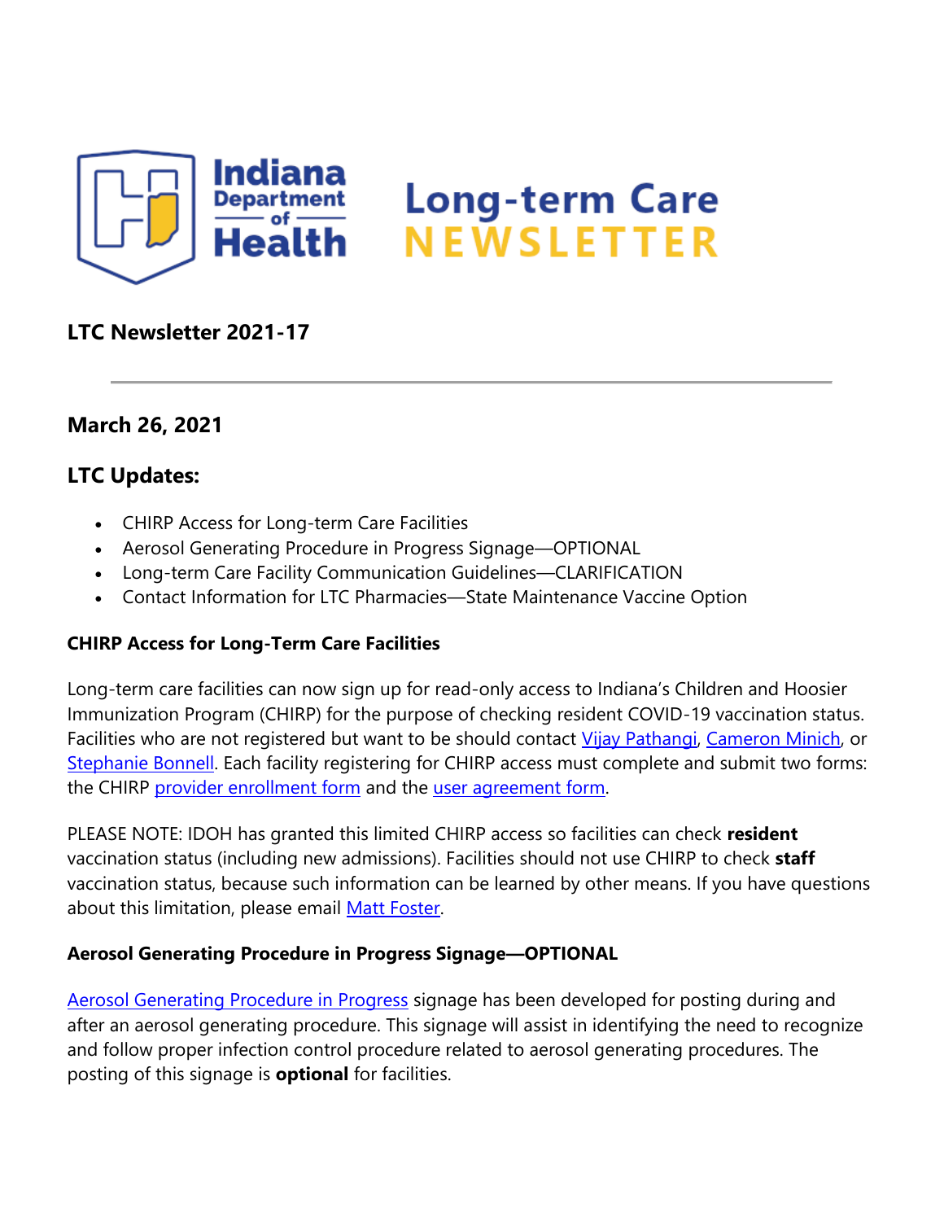# Indiana Department of Health Long-term Care NEWSLETTER

## LTC Newsletter 2021-17

---

## March 26, 2021

## LTC Updates:

- CHIRP Access for Long-term Care Facilities
- Aerosol Generating Procedure in Progress Signage—OPTIONAL
- Long-term Care Facility Communication Guidelines—CLARIFICATION
- Contact Information for LTC Pharmacies—State Maintenance Vaccine Option

**CHIRP Access for Long-Term Care Facilities**

Long-term care facilities can now sign up for read-only access to Indiana's Children and Hoosier Immunization Program (CHIRP) for the purpose of checking resident COVID-19 vaccination status. Facilities who are not registered but want to be should contact Vijay Pathangi, Cameron Minich, or Stephanie Bonnell. Each facility registering for CHIRP access must complete and submit two forms: the CHIRP provider enrollment form and the user agreement form.

PLEASE NOTE: IDOH has granted this limited CHIRP access so facilities can check **resident** vaccination status (including new admissions). Facilities should not use CHIRP to check **staff** vaccination status, because such information can be learned by other means. If you have questions about this limitation, please email Matt Foster.

**Aerosol Generating Procedure in Progress Signage—OPTIONAL**

Aerosol Generating Procedure in Progress signage has been developed for posting during and after an aerosol generating procedure. This signage will assist in identifying the need to recognize and follow proper infection control procedure related to aerosol generating procedures. The posting of this signage is **optional** for facilities.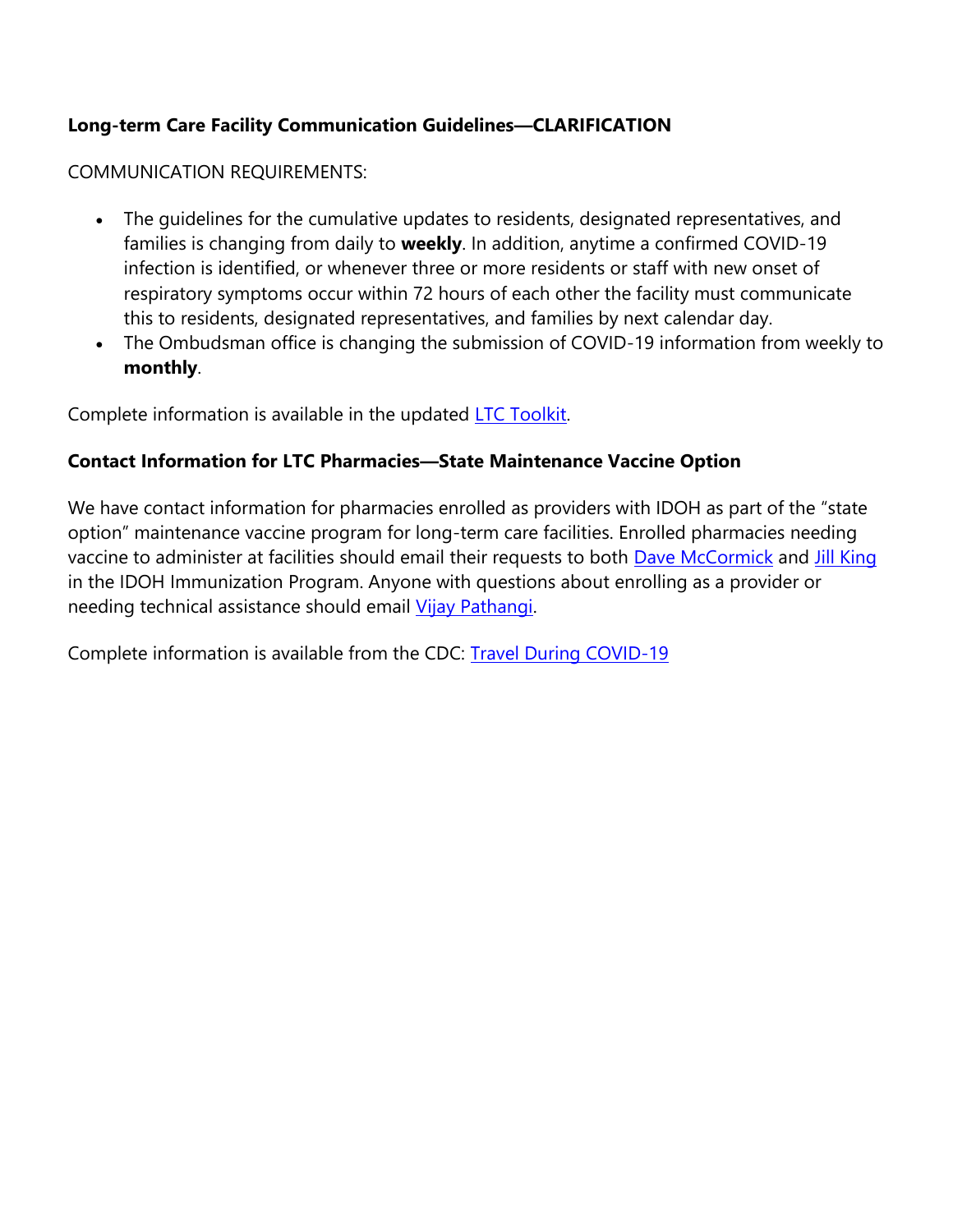**Long-term Care Facility Communication Guidelines—CLARIFICATION**

COMMUNICATION REQUIREMENTS:

- The guidelines for the cumulative updates to residents, designated representatives, and families is changing from daily to **weekly**. In addition, anytime a confirmed COVID-19 infection is identified, or whenever three or more residents or staff with new onset of respiratory symptoms occur within 72 hours of each other the facility must communicate this to residents, designated representatives, and families by next calendar day.
- The Ombudsman office is changing the submission of COVID-19 information from weekly to **monthly**.

Complete information is available in the updated LTC Toolkit.

**Contact Information for LTC Pharmacies—State Maintenance Vaccine Option**

We have contact information for pharmacies enrolled as providers with IDOH as part of the "state option" maintenance vaccine program for long-term care facilities. Enrolled pharmacies needing vaccine to administer at facilities should email their requests to both Dave McCormick and Jill King in the IDOH Immunization Program. Anyone with questions about enrolling as a provider or needing technical assistance should email Vijay Pathangi.

Complete information is available from the CDC: Travel During COVID-19